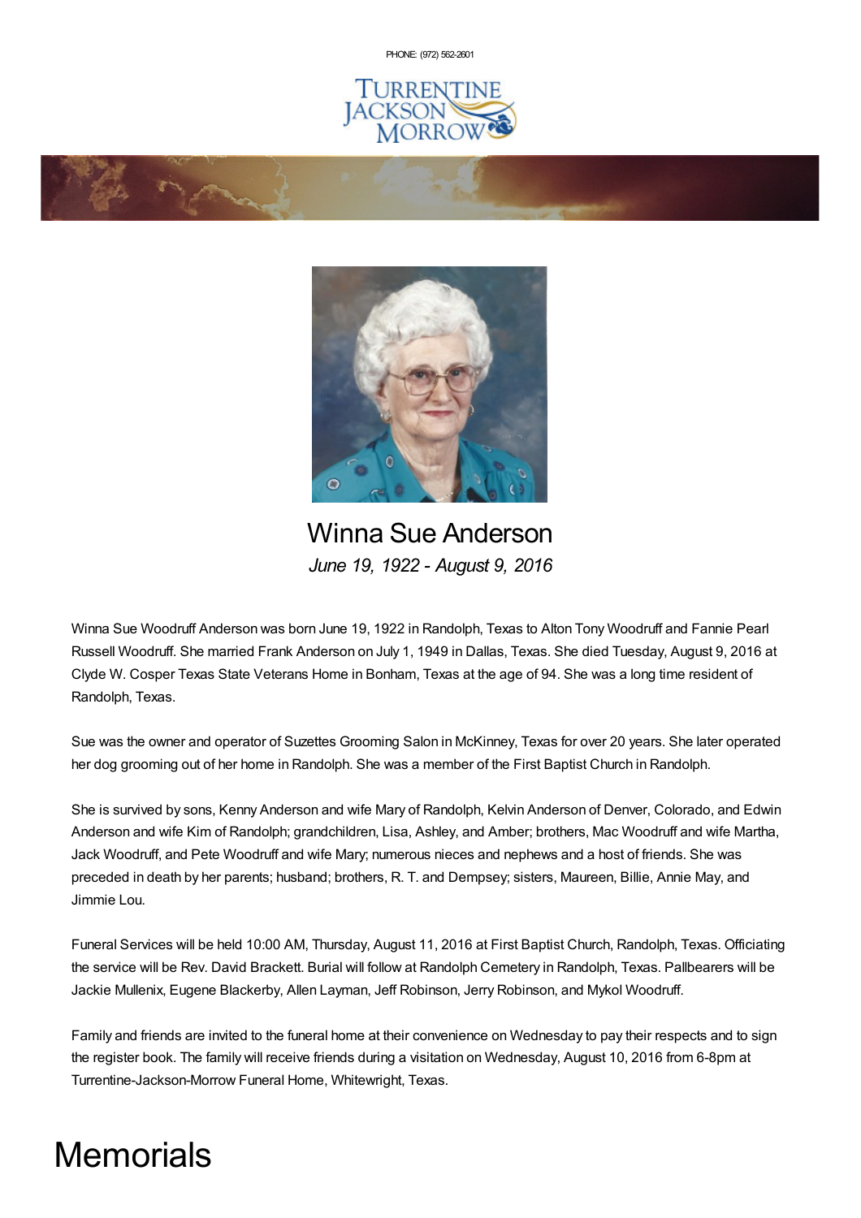PHONE: (972) 562-2601

# Winna Sue Anderson

*June 19, 1922 - August 9, 2016*

Winna Sue Woodruff Anderson was born June 19, 1922 in Randolph, Texas to Alton Tony Woodruff and Fannie Pearl Russell Woodruff. She married Frank Anderson on July 1, 1949 in Dallas, Texas. She died Tuesday, August 9, 2016 at Clyde W. Cosper Texas State Veterans Home in Bonham, Texas at the age of 94. She was a long time resident of Randolph, Texas.

Sue was the owner and operator of Suzettes Grooming Salon in McKinney, Texas for over 20 years. She later operated her dog grooming out of her home in Randolph. She was a member of the First Baptist Church in Randolph.

She is survived by sons, Kenny Anderson and wife Mary of Randolph, Kelvin Anderson of Denver, Colorado, and Edwin Anderson and wife Kim of Randolph; grandchildren, Lisa, Ashley, and Amber; brothers, Mac Woodruff and wife Martha, Jack Woodruff, and Pete Woodruff and wife Mary; numerous nieces and nephews and a host of friends. She was preceded in death by her parents; husband; brothers, R. T. and Dempsey; sisters, Maureen, Billie, Annie May, and Jimmie Lou.

Funeral Services will be held 10:00 AM, Thursday, August 11, 2016 at First Baptist Church, Randolph, Texas. Officiating the service will be Rev. David Brackett. Burial will follow at Randolph Cemetery in Randolph, Texas. Pallbearers will be Jackie Mullenix, Eugene Blackerby, Allen Layman, Jeff Robinson, Jerry Robinson, and Mykol Woodruff.

Family and friends are invited to the funeral home at their convenience on Wednesday to pay their respects and to sign the register book. The family will receive friends during a visitation on Wednesday, August 10, 2016 from 6-8pm at Turrentine-Jackson-Morrow Funeral Home, Whitewright, Texas.

# Memorials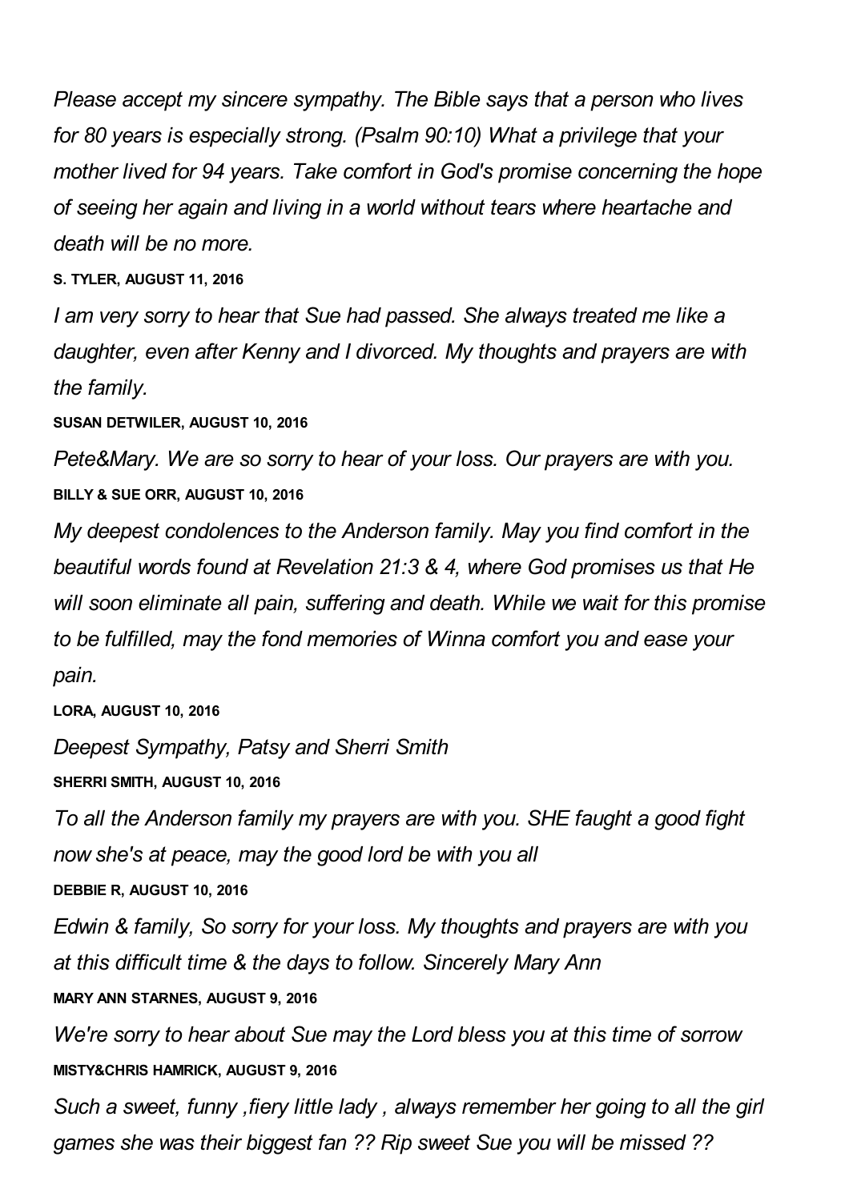*Please accept my sincere sympathy. The Bible says that a person who lives for 80 years is especially strong. (Psalm 90:10) What a privilege that your mother lived for 94 years. Take comfort in God's promise concerning the hope of seeing her again and living in a world without tears where heartache and death will be no more.*

**S. TYLER, AUGUST 11, 2016**

*I am very sorry to hear that Sue had passed. She always treated me like a daughter, even after Kenny and I divorced. My thoughts and prayers are with the family.*

**SUSAN DETWILER, AUGUST 10, 2016**

*Pete&Mary. We are so sorry to hear of your loss. Our prayers are with you.*

**BILLY & SUE ORR, AUGUST 10, 2016**

*My deepest condolences to the Anderson family. May you find comfort in the beautiful words found at Revelation 21:3 & 4, where God promises us that He will soon eliminate all pain, suffering and death. While we wait for this promise to be fulfilled, may the fond memories of Winna comfort you and ease your pain.*

**LORA, AUGUST 10, 2016**

*Deepest Sympathy, Patsy and Sherri Smith*

**SHERRI SMITH, AUGUST 10, 2016**

*To all the Anderson family my prayers are with you. SHE faught a good fight now she's at peace, may the good lord be with you all*

**DEBBIE R, AUGUST 10, 2016**

*Edwin & family, So sorry for your loss. My thoughts and prayers are with you at this difficult time & the days to follow. Sincerely Mary Ann*

**MARY ANN STARNES, AUGUST 9, 2016**

*We're sorry to hear about Sue may the Lord bless you at this time of sorrow*

**MISTY&CHRIS HAMRICK, AUGUST 9, 2016**

*Such a sweet, funny ,fiery little lady , always remember her going to all the girl games she was their biggest fan ?? Rip sweet Sue you will be missed ??*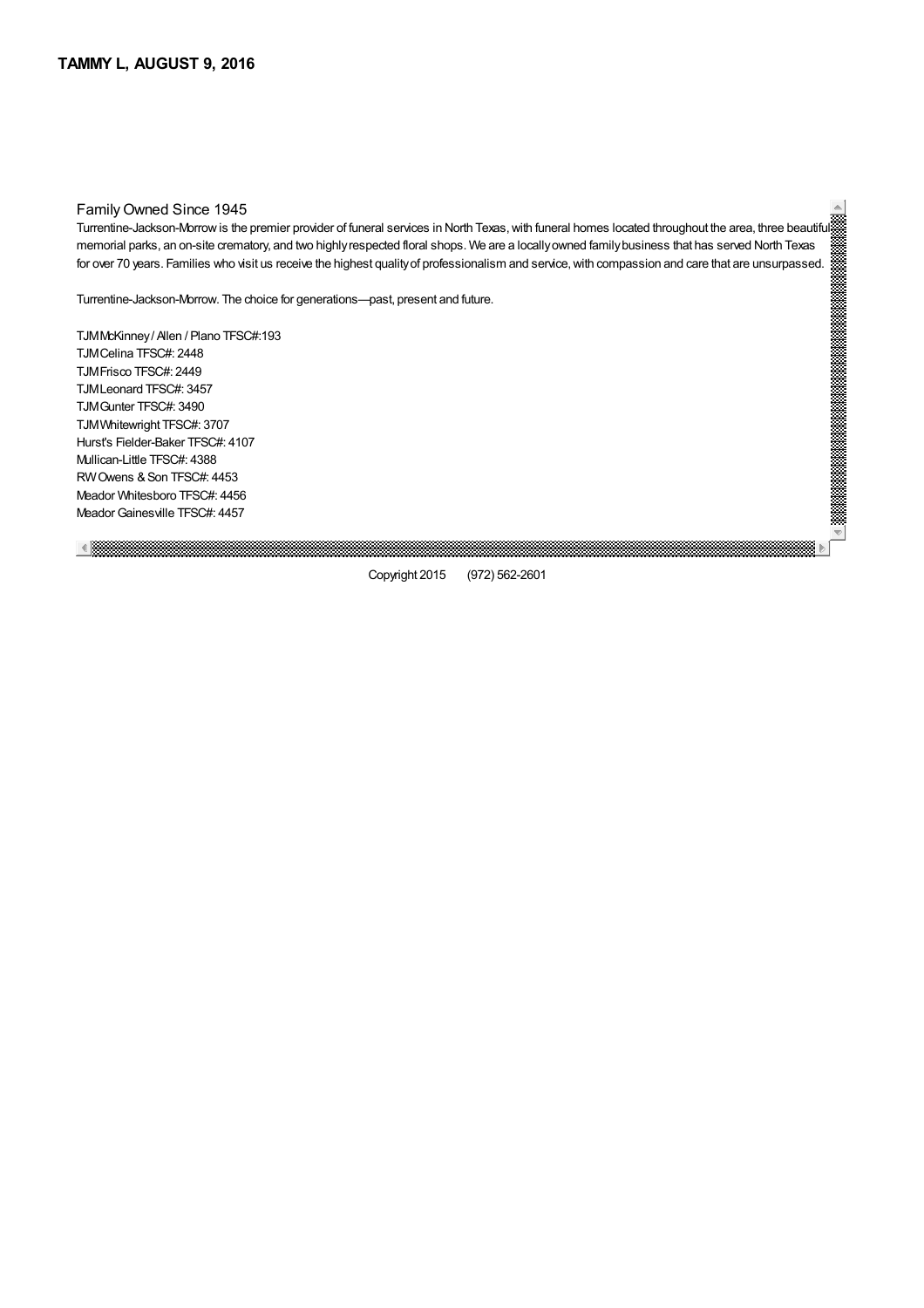Family Owned Since 1945

Turrentine-Jackson-Morrow is the premier provider of funeral services in North Texas, with funeral homes located throughout the area, three beautiful memorial parks, an on-site crematory, and two highly respected floral shops. We are a locally owned family business that has served North Texas for over 70 years. Families who visit us receive the highest quality of professionalism and service, with compassion and care that are unsurpassed.

Turrentine-Jackson-Morrow. The choice for generations—past, present and future.

TJM McKinney / Allen / Plano TFSC#:193
TJM Celina TFSC#: 2448
TJM Frisco TFSC#: 2449
TJM Leonard TFSC#: 3457
TJM Gunter TFSC#: 3490
TJM Whitewright TFSC#: 3707
Hurst's Fielder-Baker TFSC#: 4107
Mullican-Little TFSC#: 4388
RW Owens & Son TFSC#: 4453
Meador Whitesboro TFSC#: 4456
Meador Gainesville TFSC#: 4457

Copyright 2015 (972) 562-2601